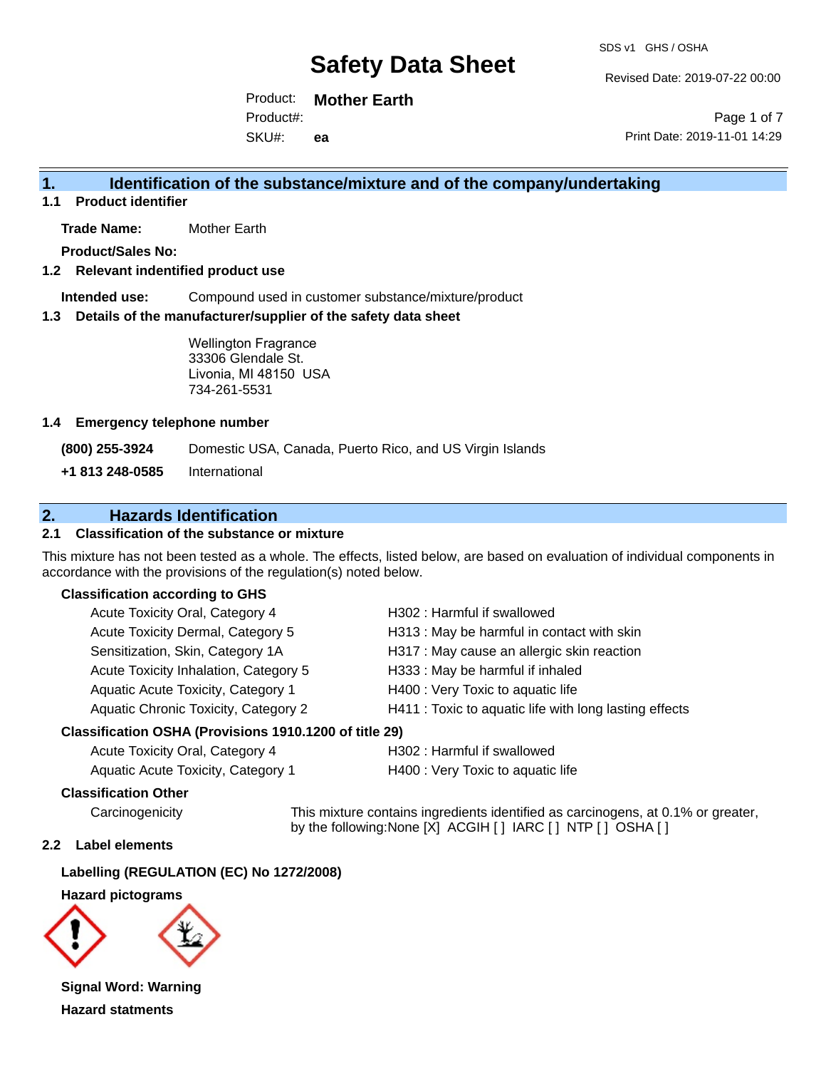# Safety Data Sheet

SDS v1 GHS / OSHA

Revised Date: 2019-07-22 00:00

Print Date: 2019-11-01 14:29

Product: **Mother Earth**

Product#:

SKU#: **ea**

## 1. Identification of the substance/mixture and of the company/undertaking

### 1.1 Product identifier

**Trade Name:** Mother Earth

**Product/Sales No:**

### 1.2 Relevant indentified product use

**Intended use:** Compound used in customer substance/mixture/product

### 1.3 Details of the manufacturer/supplier of the safety data sheet

Wellington Fragrance
33306 Glendale St.
Livonia, MI 48150 USA
734-261-5531

### 1.4 Emergency telephone number

**(800) 255-3924** Domestic USA, Canada, Puerto Rico, and US Virgin Islands

**+1 813 248-0585** International

## 2. Hazards Identification

### 2.1 Classification of the substance or mixture

This mixture has not been tested as a whole. The effects, listed below, are based on evaluation of individual components in accordance with the provisions of the regulation(s) noted below.

**Classification according to GHS**

| Classification | Hazard Statement |
|---|---|
| Acute Toxicity Oral, Category 4 | H302 : Harmful if swallowed |
| Acute Toxicity Dermal, Category 5 | H313 : May be harmful in contact with skin |
| Sensitization, Skin, Category 1A | H317 : May cause an allergic skin reaction |
| Acute Toxicity Inhalation, Category 5 | H333 : May be harmful if inhaled |
| Aquatic Acute Toxicity, Category 1 | H400 : Very Toxic to aquatic life |
| Aquatic Chronic Toxicity, Category 2 | H411 : Toxic to aquatic life with long lasting effects |

**Classification OSHA (Provisions 1910.1200 of title 29)**

| Classification | Hazard Statement |
|---|---|
| Acute Toxicity Oral, Category 4 | H302 : Harmful if swallowed |
| Aquatic Acute Toxicity, Category 1 | H400 : Very Toxic to aquatic life |

**Classification Other**

Carcinogenicity: This mixture contains ingredients identified as carcinogens, at 0.1% or greater, by the following:None [X] ACGIH [ ] IARC [ ] NTP [ ] OSHA [ ]

### 2.2 Label elements

**Labelling (REGULATION (EC) No 1272/2008)**

**Hazard pictograms**

**Signal Word: Warning**

**Hazard statments**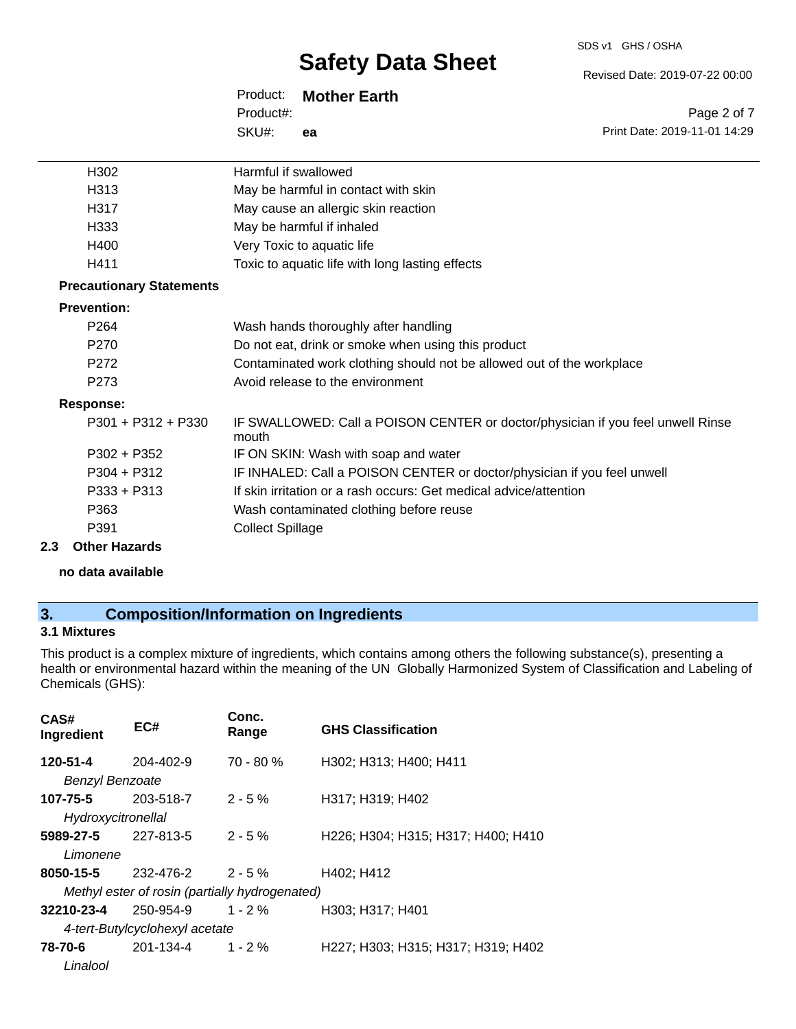| | |
|---|---|
| H302 | Harmful if swallowed |
| H313 | May be harmful in contact with skin |
| H317 | May cause an allergic skin reaction |
| H333 | May be harmful if inhaled |
| H400 | Very Toxic to aquatic life |
| H411 | Toxic to aquatic life with long lasting effects |

**Precautionary Statements**

**Prevention:**

| | |
|---|---|
| P264 | Wash hands thoroughly after handling |
| P270 | Do not eat, drink or smoke when using this product |
| P272 | Contaminated work clothing should not be allowed out of the workplace |
| P273 | Avoid release to the environment |

**Response:**

| | |
|---|---|
| P301 + P312 + P330 | IF SWALLOWED: Call a POISON CENTER or doctor/physician if you feel unwell Rinse mouth |
| P302 + P352 | IF ON SKIN: Wash with soap and water |
| P304 + P312 | IF INHALED: Call a POISON CENTER or doctor/physician if you feel unwell |
| P333 + P313 | If skin irritation or a rash occurs: Get medical advice/attention |
| P363 | Wash contaminated clothing before reuse |
| P391 | Collect Spillage |

### 2.3 Other Hazards

**no data available**

## 3. Composition/Information on Ingredients

### 3.1 Mixtures

This product is a complex mixture of ingredients, which contains among others the following substance(s), presenting a health or environmental hazard within the meaning of the UN Globally Harmonized System of Classification and Labeling of Chemicals (GHS):

| CAS# Ingredient | EC# | Conc. Range | GHS Classification |
|---|---|---|---|
| **120-51-4** | 204-402-9 | 70 - 80 % | H302; H313; H400; H411 |
| *Benzyl Benzoate* | | | |
| **107-75-5** | 203-518-7 | 2 - 5 % | H317; H319; H402 |
| *Hydroxycitronellal* | | | |
| **5989-27-5** | 227-813-5 | 2 - 5 % | H226; H304; H315; H317; H400; H410 |
| *Limonene* | | | |
| **8050-15-5** | 232-476-2 | 2 - 5 % | H402; H412 |
| *Methyl ester of rosin (partially hydrogenated)* | | | |
| **32210-23-4** | 250-954-9 | 1 - 2 % | H303; H317; H401 |
| *4-tert-Butylcyclohexyl acetate* | | | |
| **78-70-6** | 201-134-4 | 1 - 2 % | H227; H303; H315; H317; H319; H402 |
| *Linalool* | | | |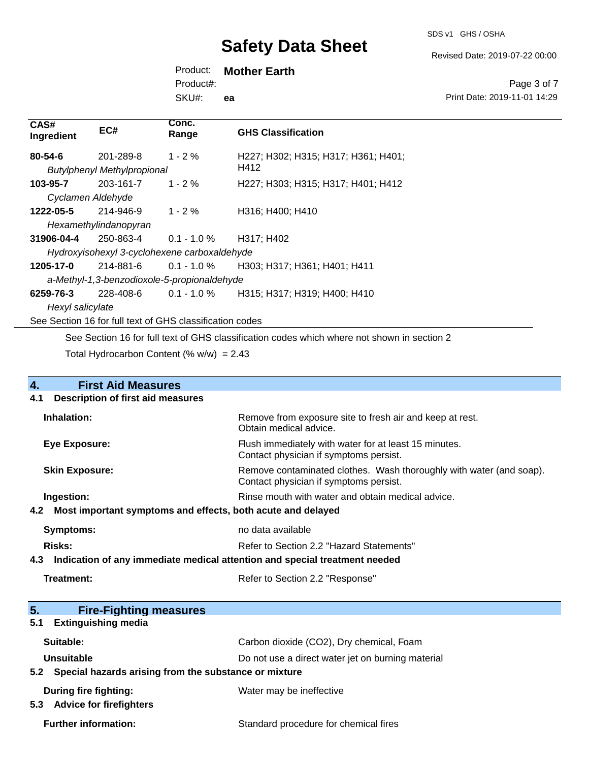| CAS# Ingredient | EC# | Conc. Range | GHS Classification |
| --- | --- | --- | --- |
| **80-54-6** | 201-289-8 | 1 - 2 % | H227; H302; H315; H317; H361; H401; H412 |
| *Butylphenyl Methylpropional* | | | |
| **103-95-7** | 203-161-7 | 1 - 2 % | H227; H303; H315; H317; H401; H412 |
| *Cyclamen Aldehyde* | | | |
| **1222-05-5** | 214-946-9 | 1 - 2 % | H316; H400; H410 |
| *Hexamethylindanopyran* | | | |
| **31906-04-4** | 250-863-4 | 0.1 - 1.0 % | H317; H402 |
| *Hydroxyisohexyl 3-cyclohexene carboxaldehyde* | | | |
| **1205-17-0** | 214-881-6 | 0.1 - 1.0 % | H303; H317; H361; H401; H411 |
| *a-Methyl-1,3-benzodioxole-5-propionaldehyde* | | | |
| **6259-76-3** | 228-408-6 | 0.1 - 1.0 % | H315; H317; H319; H400; H410 |
| *Hexyl salicylate* | | | |

See Section 16 for full text of GHS classification codes

See Section 16 for full text of GHS classification codes which where not shown in section 2

Total Hydrocarbon Content (% w/w) = 2.43

## 4. First Aid Measures

### 4.1 Description of first aid measures

**Inhalation:** Remove from exposure site to fresh air and keep at rest. Obtain medical advice.

**Eye Exposure:** Flush immediately with water for at least 15 minutes. Contact physician if symptoms persist.

**Skin Exposure:** Remove contaminated clothes. Wash thoroughly with water (and soap). Contact physician if symptoms persist.

**Ingestion:** Rinse mouth with water and obtain medical advice.

### 4.2 Most important symptoms and effects, both acute and delayed

**Symptoms:** no data available

**Risks:** Refer to Section 2.2 "Hazard Statements"

### 4.3 Indication of any immediate medical attention and special treatment needed

**Treatment:** Refer to Section 2.2 "Response"

## 5. Fire-Fighting measures

### 5.1 Extinguishing media

**Suitable:** Carbon dioxide ($CO_2$), Dry chemical, Foam

**Unsuitable** Do not use a direct water jet on burning material

### 5.2 Special hazards arising from the substance or mixture

**During fire fighting:** Water may be ineffective

### 5.3 Advice for firefighters

**Further information:** Standard procedure for chemical fires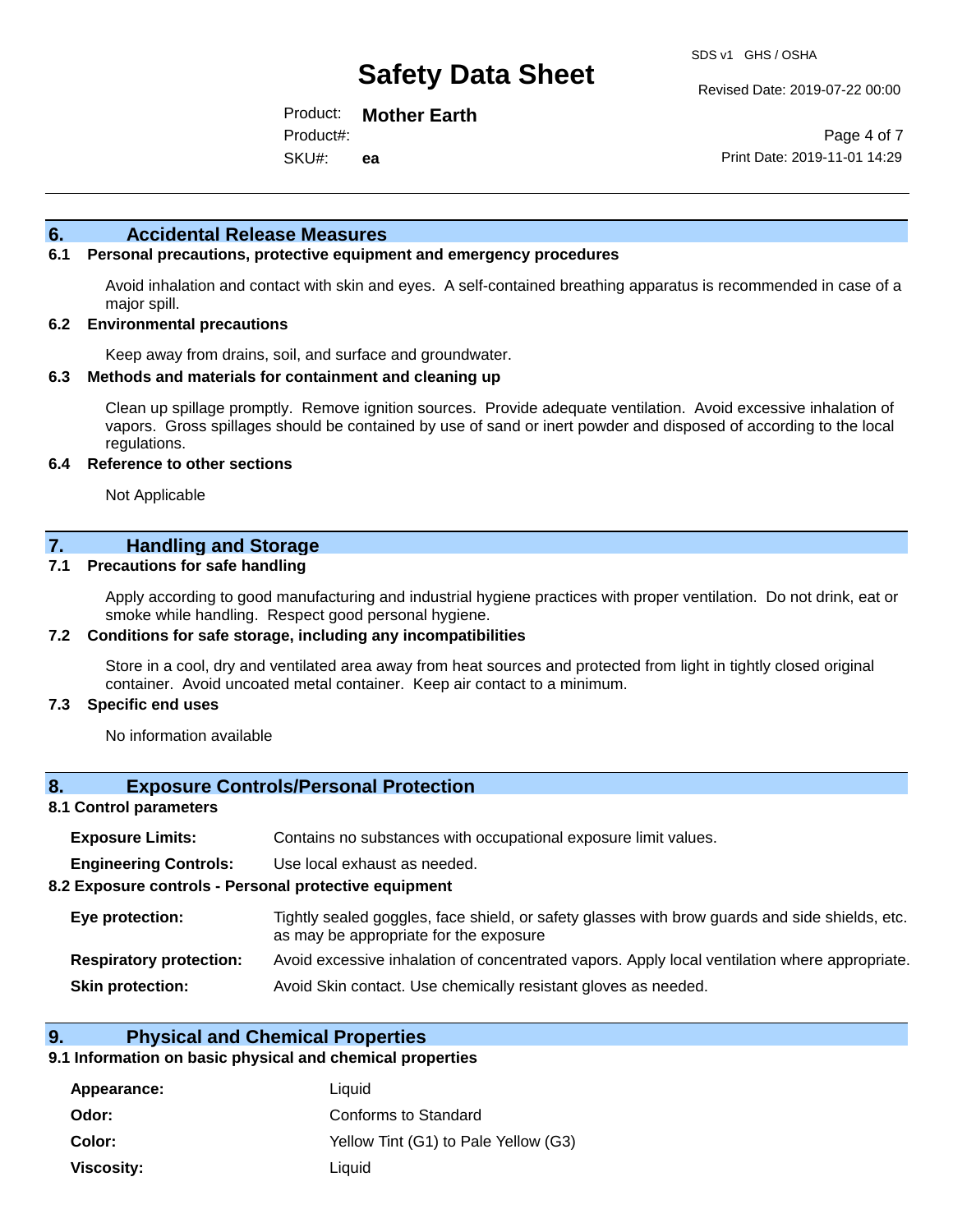## 6. Accidental Release Measures

### 6.1 Personal precautions, protective equipment and emergency procedures

Avoid inhalation and contact with skin and eyes. A self-contained breathing apparatus is recommended in case of a major spill.

### 6.2 Environmental precautions

Keep away from drains, soil, and surface and groundwater.

### 6.3 Methods and materials for containment and cleaning up

Clean up spillage promptly. Remove ignition sources. Provide adequate ventilation. Avoid excessive inhalation of vapors. Gross spillages should be contained by use of sand or inert powder and disposed of according to the local regulations.

### 6.4 Reference to other sections

Not Applicable

## 7. Handling and Storage

### 7.1 Precautions for safe handling

Apply according to good manufacturing and industrial hygiene practices with proper ventilation. Do not drink, eat or smoke while handling. Respect good personal hygiene.

### 7.2 Conditions for safe storage, including any incompatibilities

Store in a cool, dry and ventilated area away from heat sources and protected from light in tightly closed original container. Avoid uncoated metal container. Keep air contact to a minimum.

### 7.3 Specific end uses

No information available

## 8. Exposure Controls/Personal Protection

### 8.1 Control parameters

**Exposure Limits:** Contains no substances with occupational exposure limit values.

**Engineering Controls:** Use local exhaust as needed.

### 8.2 Exposure controls - Personal protective equipment

**Eye protection:** Tightly sealed goggles, face shield, or safety glasses with brow guards and side shields, etc. as may be appropriate for the exposure

**Respiratory protection:** Avoid excessive inhalation of concentrated vapors. Apply local ventilation where appropriate.

**Skin protection:** Avoid Skin contact. Use chemically resistant gloves as needed.

## 9. Physical and Chemical Properties

### 9.1 Information on basic physical and chemical properties

**Appearance:** Liquid

**Odor:** Conforms to Standard

**Color:** Yellow Tint (G1) to Pale Yellow (G3)

**Viscosity:** Liquid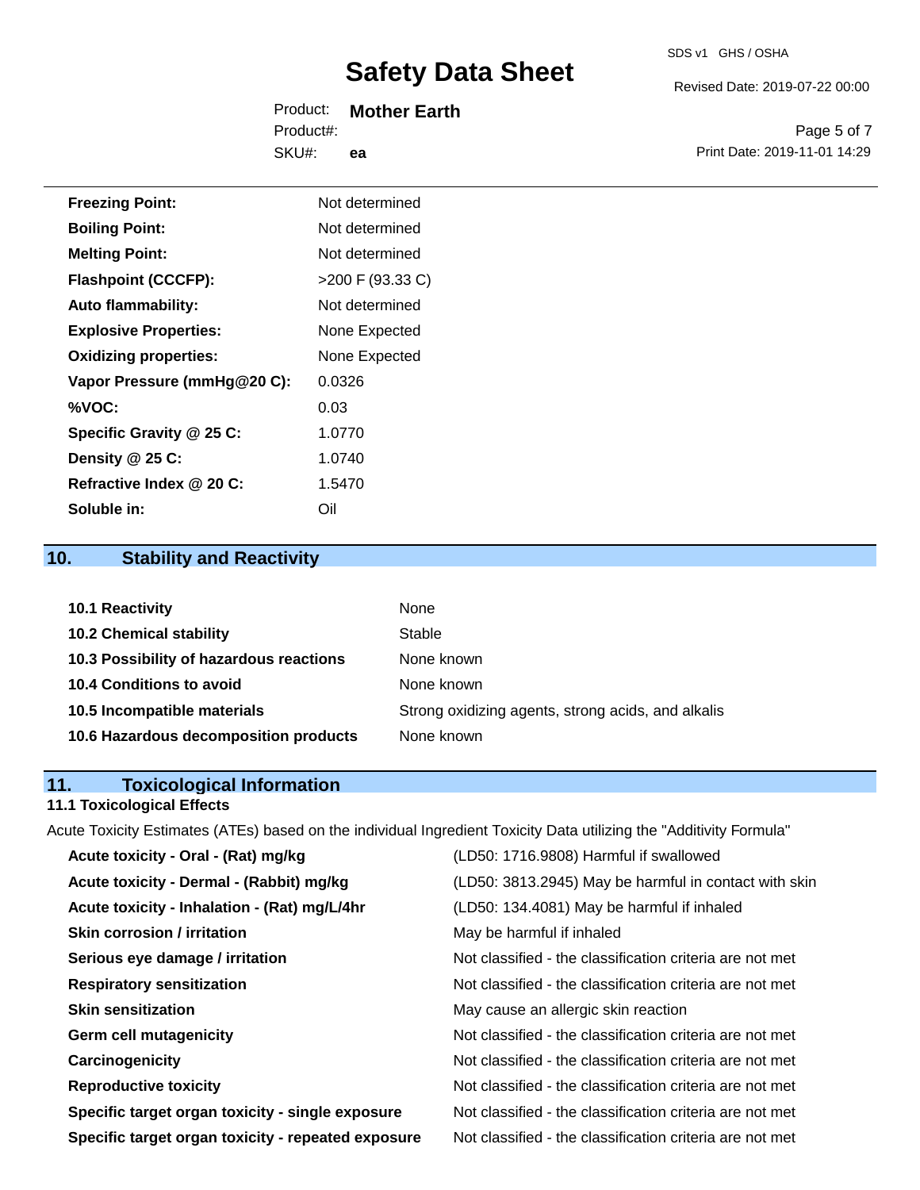| | |
|---|---|
| **Freezing Point:** | Not determined |
| **Boiling Point:** | Not determined |
| **Melting Point:** | Not determined |
| **Flashpoint (CCCFP):** | >200 F (93.33 C) |
| **Auto flammability:** | Not determined |
| **Explosive Properties:** | None Expected |
| **Oxidizing properties:** | None Expected |
| **Vapor Pressure (mmHg@20 C):** | 0.0326 |
| **%VOC:** | 0.03 |
| **Specific Gravity @ 25 C:** | 1.0770 |
| **Density @ 25 C:** | 1.0740 |
| **Refractive Index @ 20 C:** | 1.5470 |
| **Soluble in:** | Oil |

## 10. Stability and Reactivity

| | |
|---|---|
| **10.1 Reactivity** | None |
| **10.2 Chemical stability** | Stable |
| **10.3 Possibility of hazardous reactions** | None known |
| **10.4 Conditions to avoid** | None known |
| **10.5 Incompatible materials** | Strong oxidizing agents, strong acids, and alkalis |
| **10.6 Hazardous decomposition products** | None known |

## 11. Toxicological Information

### 11.1 Toxicological Effects

Acute Toxicity Estimates (ATEs) based on the individual Ingredient Toxicity Data utilizing the "Additivity Formula"

| | |
|---|---|
| **Acute toxicity - Oral - (Rat) mg/kg** | (LD50: 1716.9808) Harmful if swallowed |
| **Acute toxicity - Dermal - (Rabbit) mg/kg** | (LD50: 3813.2945) May be harmful in contact with skin |
| **Acute toxicity - Inhalation - (Rat) mg/L/4hr** | (LD50: 134.4081) May be harmful if inhaled |
| **Skin corrosion / irritation** | May be harmful if inhaled |
| **Serious eye damage / irritation** | Not classified - the classification criteria are not met |
| **Respiratory sensitization** | Not classified - the classification criteria are not met |
| **Skin sensitization** | May cause an allergic skin reaction |
| **Germ cell mutagenicity** | Not classified - the classification criteria are not met |
| **Carcinogenicity** | Not classified - the classification criteria are not met |
| **Reproductive toxicity** | Not classified - the classification criteria are not met |
| **Specific target organ toxicity - single exposure** | Not classified - the classification criteria are not met |
| **Specific target organ toxicity - repeated exposure** | Not classified - the classification criteria are not met |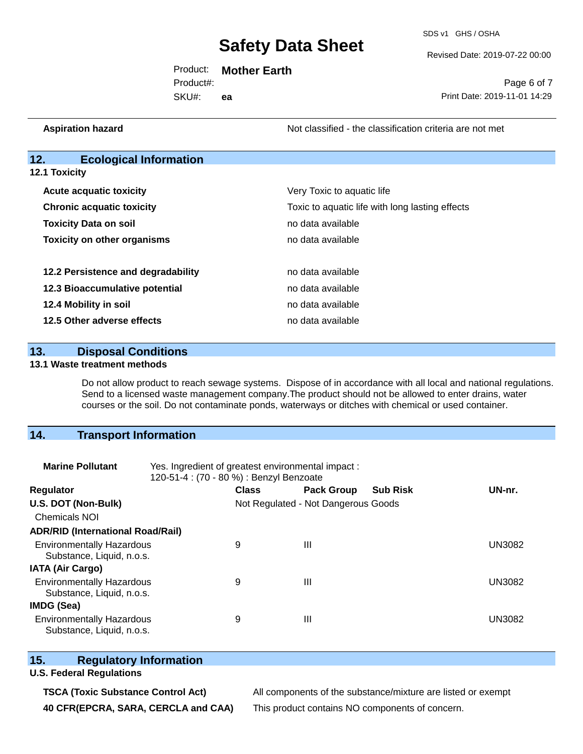| | |
|---|---|
| **Aspiration hazard** | Not classified - the classification criteria are not met |

## 12. Ecological Information

### 12.1 Toxicity

| | |
|---|---|
| **Acute acquatic toxicity** | Very Toxic to aquatic life |
| **Chronic acquatic toxicity** | Toxic to aquatic life with long lasting effects |
| **Toxicity Data on soil** | no data available |
| **Toxicity on other organisms** | no data available |

| | |
|---|---|
| **12.2 Persistence and degradability** | no data available |
| **12.3 Bioaccumulative potential** | no data available |
| **12.4 Mobility in soil** | no data available |
| **12.5 Other adverse effects** | no data available |

## 13. Disposal Conditions

### 13.1 Waste treatment methods

Do not allow product to reach sewage systems. Dispose of in accordance with all local and national regulations. Send to a licensed waste management company.The product should not be allowed to enter drains, water courses or the soil. Do not contaminate ponds, waterways or ditches with chemical or used container.

## 14. Transport Information

**Marine Pollutant** Yes. Ingredient of greatest environmental impact :
120-51-4 : (70 - 80 %) : Benzyl Benzoate

| Regulator | Class | Pack Group | Sub Risk | UN-nr. |
|---|---|---|---|---|
| **U.S. DOT (Non-Bulk)** | Not Regulated - Not Dangerous Goods | | | |
| Chemicals NOI | | | | |
| **ADR/RID (International Road/Rail)** | | | | |
| Environmentally Hazardous Substance, Liquid, n.o.s. | 9 | III | | UN3082 |
| **IATA (Air Cargo)** | | | | |
| Environmentally Hazardous Substance, Liquid, n.o.s. | 9 | III | | UN3082 |
| **IMDG (Sea)** | | | | |
| Environmentally Hazardous Substance, Liquid, n.o.s. | 9 | III | | UN3082 |

## 15. Regulatory Information

### U.S. Federal Regulations

| | |
|---|---|
| **TSCA (Toxic Substance Control Act)** | All components of the substance/mixture are listed or exempt |
| **40 CFR(EPCRA, SARA, CERCLA and CAA)** | This product contains NO components of concern. |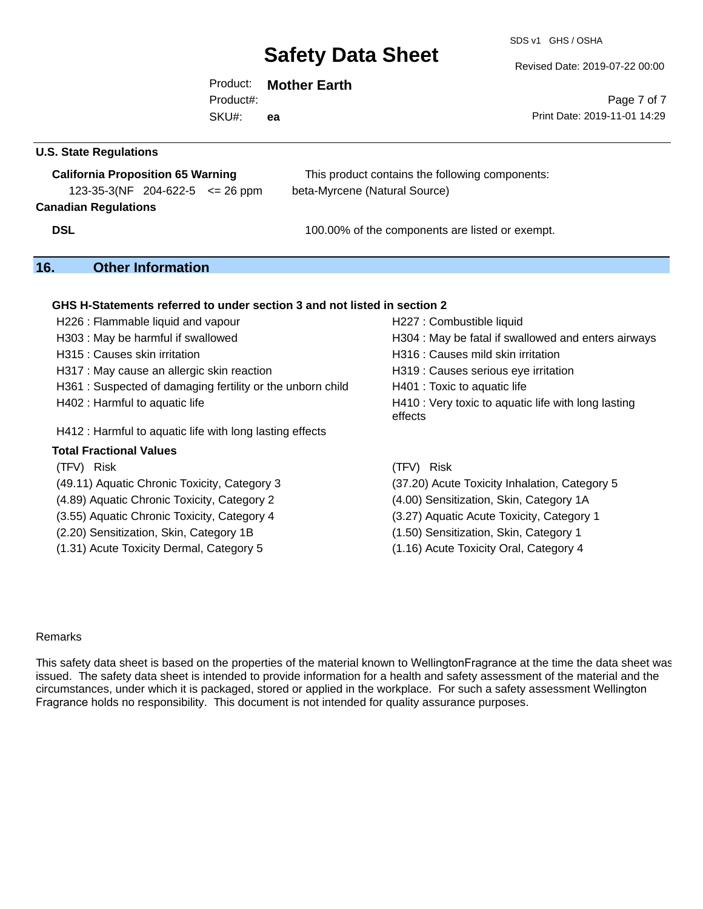### U.S. State Regulations

**California Proposition 65 Warning** This product contains the following components:

123-35-3(NF 204-622-5 <= 26 ppm beta-Myrcene (Natural Source)

### Canadian Regulations

**DSL** 100.00% of the components are listed or exempt.

## 16. Other Information

**GHS H-Statements referred to under section 3 and not listed in section 2**

H226 : Flammable liquid and vapour
H227 : Combustible liquid
H303 : May be harmful if swallowed
H304 : May be fatal if swallowed and enters airways
H315 : Causes skin irritation
H316 : Causes mild skin irritation
H317 : May cause an allergic skin reaction
H319 : Causes serious eye irritation
H361 : Suspected of damaging fertility or the unborn child
H401 : Toxic to aquatic life
H402 : Harmful to aquatic life
H410 : Very toxic to aquatic life with long lasting effects
H412 : Harmful to aquatic life with long lasting effects

**Total Fractional Values**

| (TFV) Risk | (TFV) Risk |
|---|---|
| (49.11) Aquatic Chronic Toxicity, Category 3 | (37.20) Acute Toxicity Inhalation, Category 5 |
| (4.89) Aquatic Chronic Toxicity, Category 2 | (4.00) Sensitization, Skin, Category 1A |
| (3.55) Aquatic Chronic Toxicity, Category 4 | (3.27) Aquatic Acute Toxicity, Category 1 |
| (2.20) Sensitization, Skin, Category 1B | (1.50) Sensitization, Skin, Category 1 |
| (1.31) Acute Toxicity Dermal, Category 5 | (1.16) Acute Toxicity Oral, Category 4 |

Remarks

This safety data sheet is based on the properties of the material known to WellingtonFragrance at the time the data sheet was issued. The safety data sheet is intended to provide information for a health and safety assessment of the material and the circumstances, under which it is packaged, stored or applied in the workplace. For such a safety assessment Wellington Fragrance holds no responsibility. This document is not intended for quality assurance purposes.